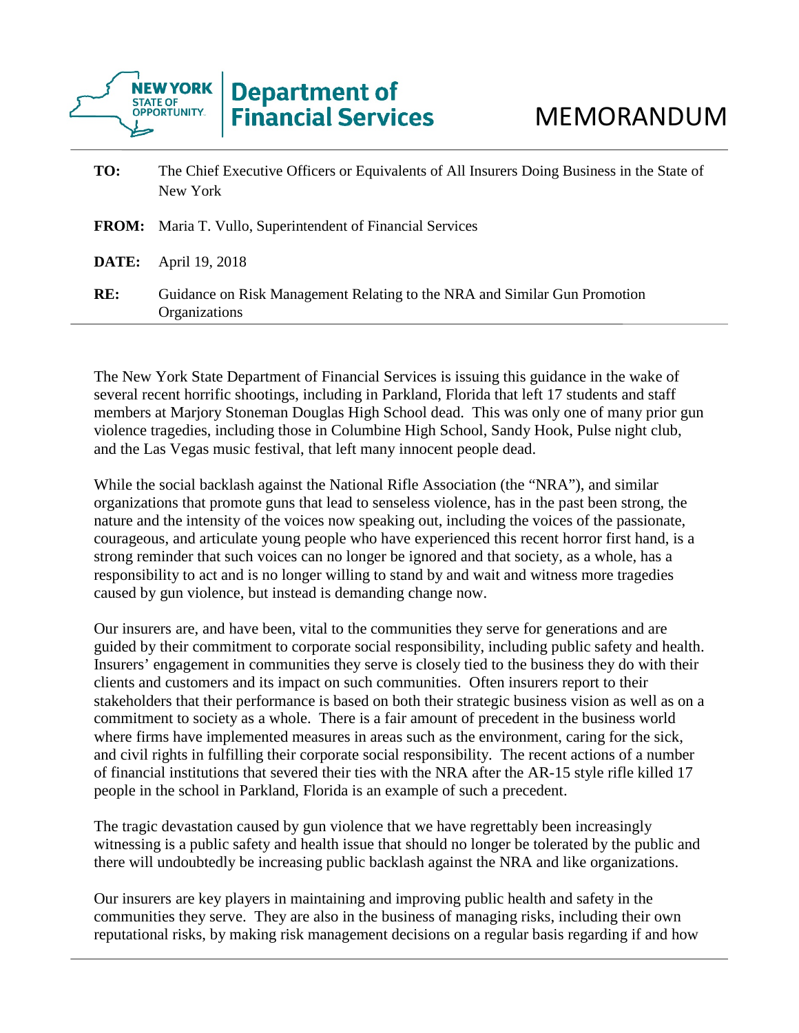**New York State of Opportunity** | **Department of Financial Services**

# MEMORANDUM

**TO:** The Chief Executive Officers or Equivalents of All Insurers Doing Business in the State of New York

**FROM:** Maria T. Vullo, Superintendent of Financial Services

**DATE:** April 19, 2018

**RE:** Guidance on Risk Management Relating to the NRA and Similar Gun Promotion Organizations

---

The New York State Department of Financial Services is issuing this guidance in the wake of several recent horrific shootings, including in Parkland, Florida that left 17 students and staff members at Marjory Stoneman Douglas High School dead. This was only one of many prior gun violence tragedies, including those in Columbine High School, Sandy Hook, Pulse night club, and the Las Vegas music festival, that left many innocent people dead.

While the social backlash against the National Rifle Association (the "NRA"), and similar organizations that promote guns that lead to senseless violence, has in the past been strong, the nature and the intensity of the voices now speaking out, including the voices of the passionate, courageous, and articulate young people who have experienced this recent horror first hand, is a strong reminder that such voices can no longer be ignored and that society, as a whole, has a responsibility to act and is no longer willing to stand by and wait and witness more tragedies caused by gun violence, but instead is demanding change now.

Our insurers are, and have been, vital to the communities they serve for generations and are guided by their commitment to corporate social responsibility, including public safety and health. Insurers' engagement in communities they serve is closely tied to the business they do with their clients and customers and its impact on such communities. Often insurers report to their stakeholders that their performance is based on both their strategic business vision as well as on a commitment to society as a whole. There is a fair amount of precedent in the business world where firms have implemented measures in areas such as the environment, caring for the sick, and civil rights in fulfilling their corporate social responsibility. The recent actions of a number of financial institutions that severed their ties with the NRA after the AR-15 style rifle killed 17 people in the school in Parkland, Florida is an example of such a precedent.

The tragic devastation caused by gun violence that we have regrettably been increasingly witnessing is a public safety and health issue that should no longer be tolerated by the public and there will undoubtedly be increasing public backlash against the NRA and like organizations.

Our insurers are key players in maintaining and improving public health and safety in the communities they serve. They are also in the business of managing risks, including their own reputational risks, by making risk management decisions on a regular basis regarding if and how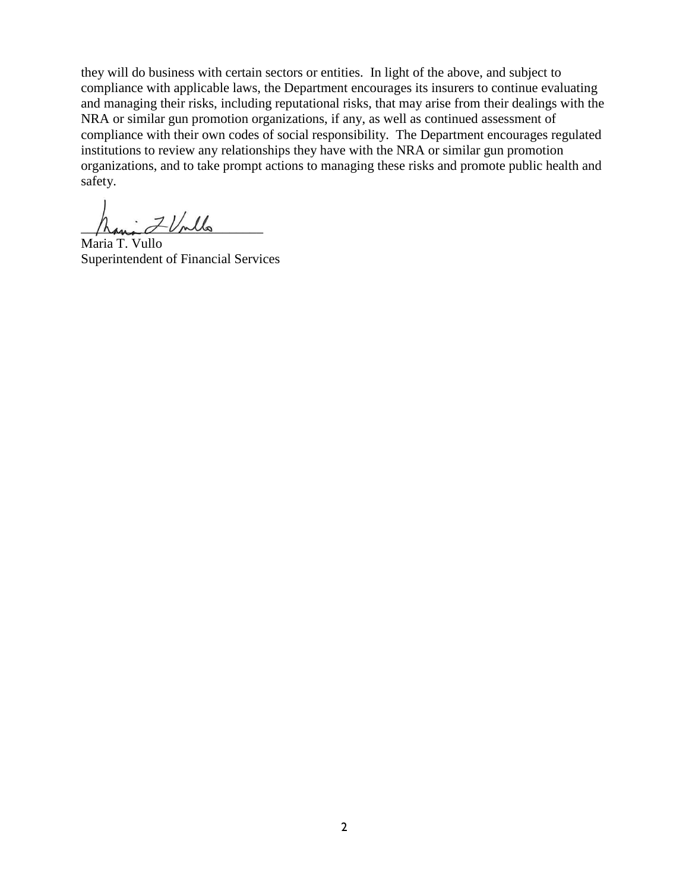they will do business with certain sectors or entities. In light of the above, and subject to compliance with applicable laws, the Department encourages its insurers to continue evaluating and managing their risks, including reputational risks, that may arise from their dealings with the NRA or similar gun promotion organizations, if any, as well as continued assessment of compliance with their own codes of social responsibility. The Department encourages regulated institutions to review any relationships they have with the NRA or similar gun promotion organizations, and to take prompt actions to managing these risks and promote public health and safety.

Maria T. Vullo
Superintendent of Financial Services